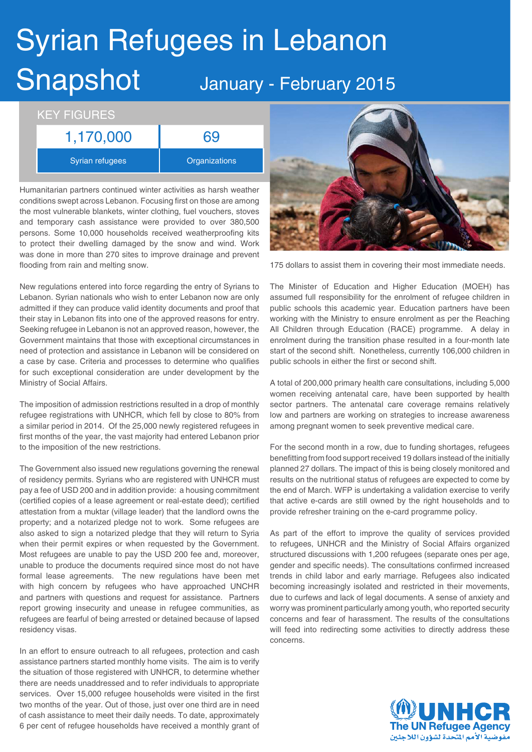# Syrian Refugees in Lebanon Snapshot

## January - February 2015

### KEY FIGURES

| 1,170,000 | 69 |
|---|---|
| Syrian refugees | Organizations |

Humanitarian partners continued winter activities as harsh weather conditions swept across Lebanon. Focusing first on those are among the most vulnerable blankets, winter clothing, fuel vouchers, stoves and temporary cash assistance were provided to over 380,500 persons. Some 10,000 households received weatherproofing kits to protect their dwelling damaged by the snow and wind. Work was done in more than 270 sites to improve drainage and prevent flooding from rain and melting snow.

New regulations entered into force regarding the entry of Syrians to Lebanon. Syrian nationals who wish to enter Lebanon now are only admitted if they can produce valid identity documents and proof that their stay in Lebanon fits into one of the approved reasons for entry. Seeking refugee in Lebanon is not an approved reason, however, the Government maintains that those with exceptional circumstances in need of protection and assistance in Lebanon will be considered on a case by case. Criteria and processes to determine who qualifies for such exceptional consideration are under development by the Ministry of Social Affairs.

The imposition of admission restrictions resulted in a drop of monthly refugee registrations with UNHCR, which fell by close to 80% from a similar period in 2014. Of the 25,000 newly registered refugees in first months of the year, the vast majority had entered Lebanon prior to the imposition of the new restrictions.

The Government also issued new regulations governing the renewal of residency permits. Syrians who are registered with UNHCR must pay a fee of USD 200 and in addition provide: a housing commitment (certified copies of a lease agreement or real-estate deed); certified attestation from a muktar (village leader) that the landlord owns the property; and a notarized pledge not to work. Some refugees are also asked to sign a notarized pledge that they will return to Syria when their permit expires or when requested by the Government. Most refugees are unable to pay the USD 200 fee and, moreover, unable to produce the documents required since most do not have formal lease agreements. The new regulations have been met with high concern by refugees who have approached UNCHR and partners with questions and request for assistance. Partners report growing insecurity and unease in refugee communities, as refugees are fearful of being arrested or detained because of lapsed residency visas.

In an effort to ensure outreach to all refugees, protection and cash assistance partners started monthly home visits. The aim is to verify the situation of those registered with UNHCR, to determine whether there are needs unaddressed and to refer individuals to appropriate services. Over 15,000 refugee households were visited in the first two months of the year. Out of those, just over one third are in need of cash assistance to meet their daily needs. To date, approximately 6 per cent of refugee households have received a monthly grant of 175 dollars to assist them in covering their most immediate needs.

The Minister of Education and Higher Education (MOEH) has assumed full responsibility for the enrolment of refugee children in public schools this academic year. Education partners have been working with the Ministry to ensure enrolment as per the Reaching All Children through Education (RACE) programme. A delay in enrolment during the transition phase resulted in a four-month late start of the second shift. Nonetheless, currently 106,000 children in public schools in either the first or second shift.

A total of 200,000 primary health care consultations, including 5,000 women receiving antenatal care, have been supported by health sector partners. The antenatal care coverage remains relatively low and partners are working on strategies to increase awareness among pregnant women to seek preventive medical care.

For the second month in a row, due to funding shortages, refugees benefitting from food support received 19 dollars instead of the initially planned 27 dollars. The impact of this is being closely monitored and results on the nutritional status of refugees are expected to come by the end of March. WFP is undertaking a validation exercise to verify that active e-cards are still owned by the right households and to provide refresher training on the e-card programme policy.

As part of the effort to improve the quality of services provided to refugees, UNHCR and the Ministry of Social Affairs organized structured discussions with 1,200 refugees (separate ones per age, gender and specific needs). The consultations confirmed increased trends in child labor and early marriage. Refugees also indicated becoming increasingly isolated and restricted in their movements, due to curfews and lack of legal documents. A sense of anxiety and worry was prominent particularly among youth, who reported security concerns and fear of harassment. The results of the consultations will feed into redirecting some activities to directly address these concerns.

UNHCR
The UN Refugee Agency
مفوضية الأمم المتحدة لشؤون اللاجئين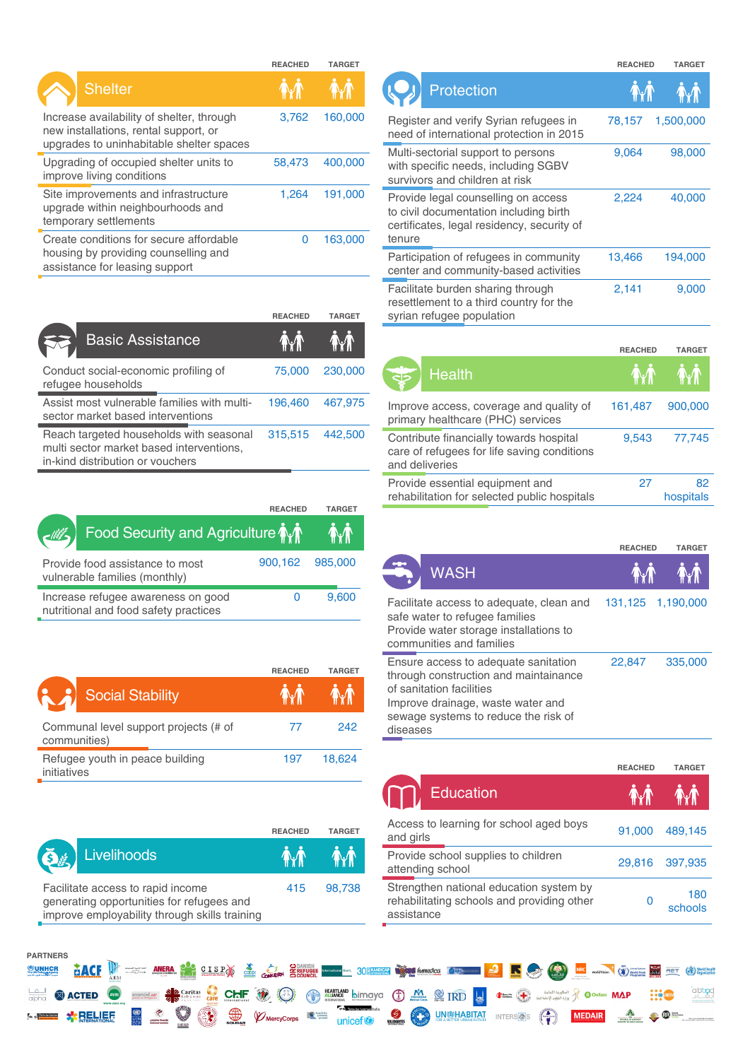## Shelter

| Shelter | REACHED | TARGET |
|---|---|---|
| Increase availability of shelter, through new installations, rental support, or upgrades to uninhabitable shelter spaces | 3,762 | 160,000 |
| Upgrading of occupied shelter units to improve living conditions | 58,473 | 400,000 |
| Site improvements and infrastructure upgrade within neighbourhoods and temporary settlements | 1,264 | 191,000 |
| Create conditions for secure affordable housing by providing counselling and assistance for leasing support | 0 | 163,000 |

## Basic Assistance

| Basic Assistance | REACHED | TARGET |
|---|---|---|
| Conduct social-economic profiling of refugee households | 75,000 | 230,000 |
| Assist most vulnerable families with multi-sector market based interventions | 196,460 | 467,975 |
| Reach targeted households with seasonal multi sector market based interventions, in-kind distribution or vouchers | 315,515 | 442,500 |

## Food Security and Agriculture

| Food Security and Agriculture | REACHED | TARGET |
|---|---|---|
| Provide food assistance to most vulnerable families (monthly) | 900,162 | 985,000 |
| Increase refugee awareness on good nutritional and food safety practices | 0 | 9,600 |

## Social Stability

| Social Stability | REACHED | TARGET |
|---|---|---|
| Communal level support projects (# of communities) | 77 | 242 |
| Refugee youth in peace building initiatives | 197 | 18,624 |

## Livelihoods

| Livelihoods | REACHED | TARGET |
|---|---|---|
| Facilitate access to rapid income generating opportunities for refugees and improve employability through skills training | 415 | 98,738 |

## Protection

| Protection | REACHED | TARGET |
|---|---|---|
| Register and verify Syrian refugees in need of international protection in 2015 | 78,157 | 1,500,000 |
| Multi-sectorial support to persons with specific needs, including SGBV survivors and children at risk | 9,064 | 98,000 |
| Provide legal counselling on access to civil documentation including birth certificates, legal residency, security of tenure | 2,224 | 40,000 |
| Participation of refugees in community center and community-based activities | 13,466 | 194,000 |
| Facilitate burden sharing through resettlement to a third country for the syrian refugee population | 2,141 | 9,000 |

## Health

| Health | REACHED | TARGET |
|---|---|---|
| Improve access, coverage and quality of primary healthcare (PHC) services | 161,487 | 900,000 |
| Contribute financially towards hospital care of refugees for life saving conditions and deliveries | 9,543 | 77,745 |
| Provide essential equipment and rehabilitation for selected public hospitals | 27 | 82 hospitals |

## WASH

| WASH | REACHED | TARGET |
|---|---|---|
| Facilitate access to adequate, clean and safe water to families<br>Provide water storage installations to communities and families | 131,125 | 1,190,000 |
| Ensure access to adequate sanitation through construction and maintainance of sanitation facilities<br>Improve drainage, waste water and sewage systems to reduce the risk of diseases | 22,847 | 335,000 |

## Education

| Education | REACHED | TARGET |
|---|---|---|
| Access to learning for school aged boys and girls | 91,000 | 489,145 |
| Provide school supplies to children attending school | 29,816 | 397,935 |
| Strengthen national education system by rehabilitating schools and providing other assistance | 0 | 180 schools |

**PARTNERS**

UNHCR, ACF, ANERA, CISP, Concern, Danish Refugee Council, International Alert, Amel, Humedica, ACTED, AVSI, Caritas Lebanon, care, CHF International, Heartland Alliance, himaya, IRD, Oxfam, MAP, UNDP, RELIEF International, MercyCorps, unicef, UN-HABITAT, INTERSOS, MEDAIR, NRC, World Vision, World Food Programme, RET, World Health Organization, abaad, alpha, SOLIDAR